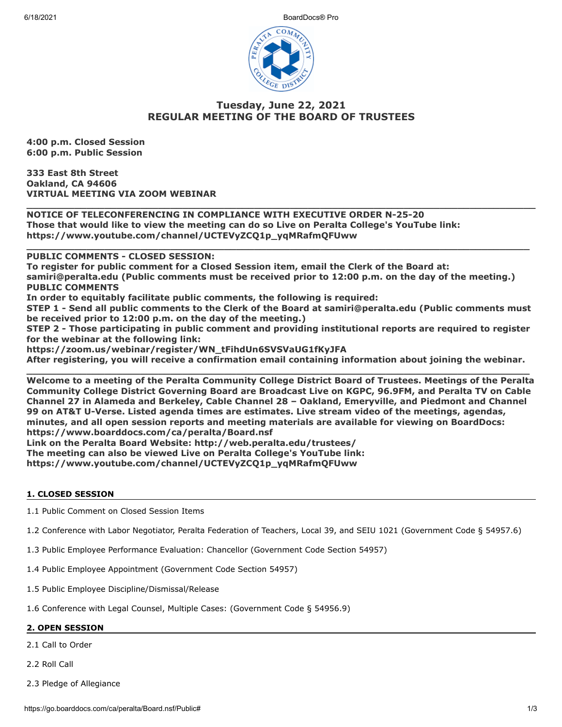# Tuesday, June 22, 2021
# REGULAR MEETING OF THE BOARD OF TRUSTEES

**4:00 p.m. Closed Session**
**6:00 p.m. Public Session**

**333 East 8th Street**
**Oakland, CA 94606**
**VIRTUAL MEETING VIA ZOOM WEBINAR**

---

**NOTICE OF TELECONFERENCING IN COMPLIANCE WITH EXECUTIVE ORDER N-25-20**
**Those that would like to view the meeting can do so Live on Peralta College's YouTube link:**
**https://www.youtube.com/channel/UCTEVyZCQ1p_yqMRafmQFUww**

---

**PUBLIC COMMENTS - CLOSED SESSION:**
**To register for public comment for a Closed Session item, email the Clerk of the Board at: samiri@peralta.edu (Public comments must be received prior to 12:00 p.m. on the day of the meeting.)**
**PUBLIC COMMENTS**
**In order to equitably facilitate public comments, the following is required:**
**STEP 1 - Send all public comments to the Clerk of the Board at samiri@peralta.edu (Public comments must be received prior to 12:00 p.m. on the day of the meeting.)**
**STEP 2 - Those participating in public comment and providing institutional reports are required to register for the webinar at the following link:**
**https://zoom.us/webinar/register/WN_tFihdUn6SVSVaUG1fKyJFA**
**After registering, you will receive a confirmation email containing information about joining the webinar.**

---

**Welcome to a meeting of the Peralta Community College District Board of Trustees. Meetings of the Peralta Community College District Governing Board are Broadcast Live on KGPC, 96.9FM, and Peralta TV on Cable Channel 27 in Alameda and Berkeley, Cable Channel 28 – Oakland, Emeryville, and Piedmont and Channel 99 on AT&T U-Verse. Listed agenda times are estimates. Live stream video of the meetings, agendas, minutes, and all open session reports and meeting materials are available for viewing on BoardDocs: https://www.boarddocs.com/ca/peralta/Board.nsf**
**Link on the Peralta Board Website: http://web.peralta.edu/trustees/**
**The meeting can also be viewed Live on Peralta College's YouTube link:**
**https://www.youtube.com/channel/UCTEVyZCQ1p_yqMRafmQFUww**

## 1. CLOSED SESSION

1.1 Public Comment on Closed Session Items

1.2 Conference with Labor Negotiator, Peralta Federation of Teachers, Local 39, and SEIU 1021 (Government Code § 54957.6)

1.3 Public Employee Performance Evaluation: Chancellor (Government Code Section 54957)

1.4 Public Employee Appointment (Government Code Section 54957)

1.5 Public Employee Discipline/Dismissal/Release

1.6 Conference with Legal Counsel, Multiple Cases: (Government Code § 54956.9)

## 2. OPEN SESSION

2.1 Call to Order

2.2 Roll Call

2.3 Pledge of Allegiance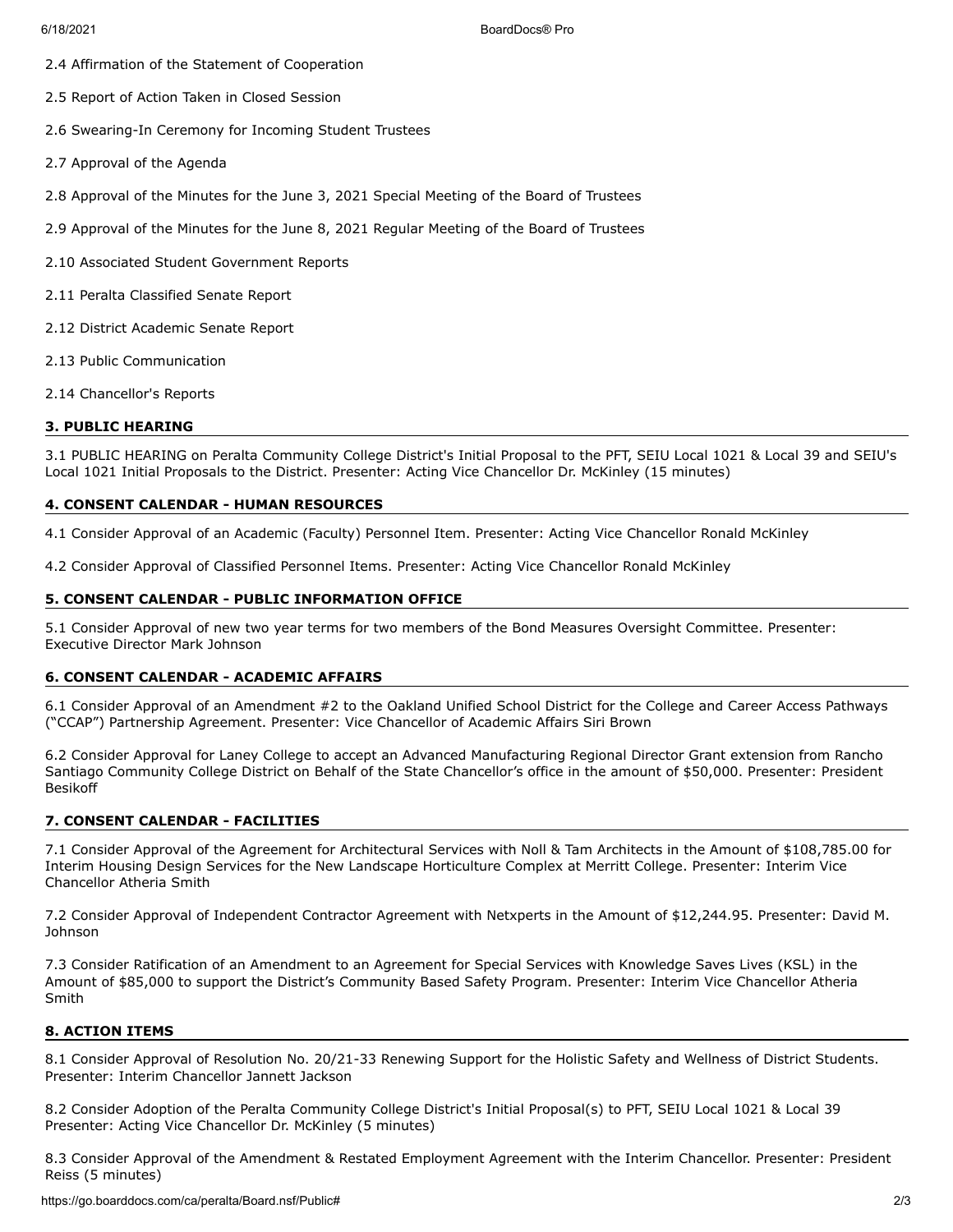2.4 Affirmation of the Statement of Cooperation

2.5 Report of Action Taken in Closed Session

2.6 Swearing-In Ceremony for Incoming Student Trustees

2.7 Approval of the Agenda

2.8 Approval of the Minutes for the June 3, 2021 Special Meeting of the Board of Trustees

2.9 Approval of the Minutes for the June 8, 2021 Regular Meeting of the Board of Trustees

2.10 Associated Student Government Reports

2.11 Peralta Classified Senate Report

2.12 District Academic Senate Report

2.13 Public Communication

2.14 Chancellor's Reports

## 3. PUBLIC HEARING

3.1 PUBLIC HEARING on Peralta Community College District's Initial Proposal to the PFT, SEIU Local 1021 & Local 39 and SEIU's Local 1021 Initial Proposals to the District. Presenter: Acting Vice Chancellor Dr. McKinley (15 minutes)

## 4. CONSENT CALENDAR - HUMAN RESOURCES

4.1 Consider Approval of an Academic (Faculty) Personnel Item. Presenter: Acting Vice Chancellor Ronald McKinley

4.2 Consider Approval of Classified Personnel Items. Presenter: Acting Vice Chancellor Ronald McKinley

## 5. CONSENT CALENDAR - PUBLIC INFORMATION OFFICE

5.1 Consider Approval of new two year terms for two members of the Bond Measures Oversight Committee. Presenter: Executive Director Mark Johnson

## 6. CONSENT CALENDAR - ACADEMIC AFFAIRS

6.1 Consider Approval of an Amendment #2 to the Oakland Unified School District for the College and Career Access Pathways ("CCAP") Partnership Agreement. Presenter: Vice Chancellor of Academic Affairs Siri Brown

6.2 Consider Approval for Laney College to accept an Advanced Manufacturing Regional Director Grant extension from Rancho Santiago Community College District on Behalf of the State Chancellor's office in the amount of $50,000. Presenter: President Besikoff

## 7. CONSENT CALENDAR - FACILITIES

7.1 Consider Approval of the Agreement for Architectural Services with Noll & Tam Architects in the Amount of $108,785.00 for Interim Housing Design Services for the New Landscape Horticulture Complex at Merritt College. Presenter: Interim Vice Chancellor Atheria Smith

7.2 Consider Approval of Independent Contractor Agreement with Netxperts in the Amount of $12,244.95. Presenter: David M. Johnson

7.3 Consider Ratification of an Amendment to an Agreement for Special Services with Knowledge Saves Lives (KSL) in the Amount of $85,000 to support the District's Community Based Safety Program. Presenter: Interim Vice Chancellor Atheria Smith

## 8. ACTION ITEMS

8.1 Consider Approval of Resolution No. 20/21-33 Renewing Support for the Holistic Safety and Wellness of District Students. Presenter: Interim Chancellor Jannett Jackson

8.2 Consider Adoption of the Peralta Community College District's Initial Proposal(s) to PFT, SEIU Local 1021 & Local 39 Presenter: Acting Vice Chancellor Dr. McKinley (5 minutes)

8.3 Consider Approval of the Amendment & Restated Employment Agreement with the Interim Chancellor. Presenter: President Reiss (5 minutes)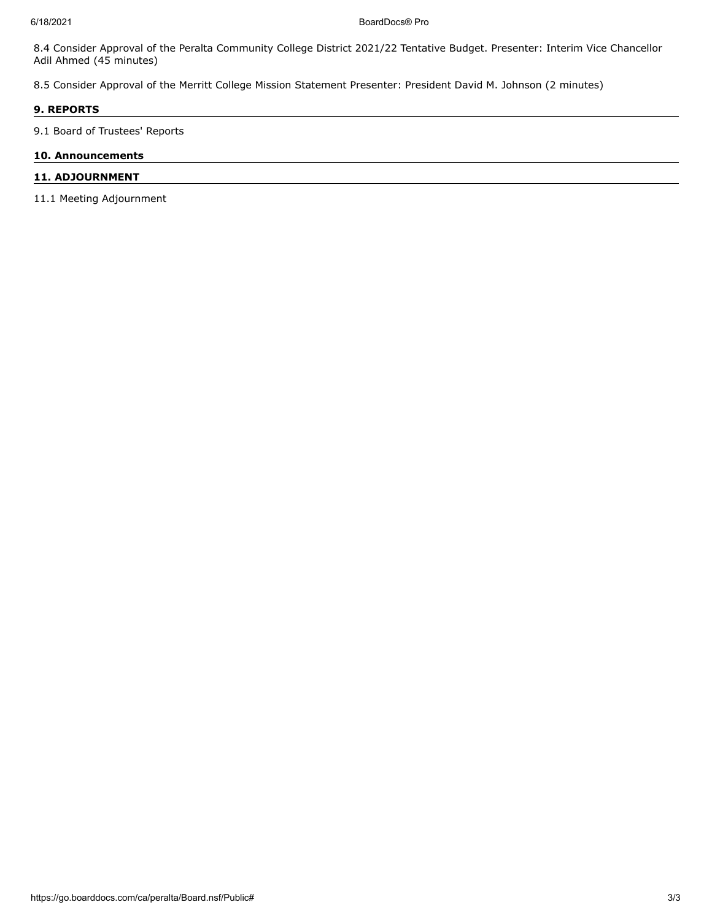8.4 Consider Approval of the Peralta Community College District 2021/22 Tentative Budget. Presenter: Interim Vice Chancellor Adil Ahmed (45 minutes)

8.5 Consider Approval of the Merritt College Mission Statement Presenter: President David M. Johnson (2 minutes)

## 9. REPORTS

9.1 Board of Trustees' Reports

## 10. Announcements

## 11. ADJOURNMENT

11.1 Meeting Adjournment